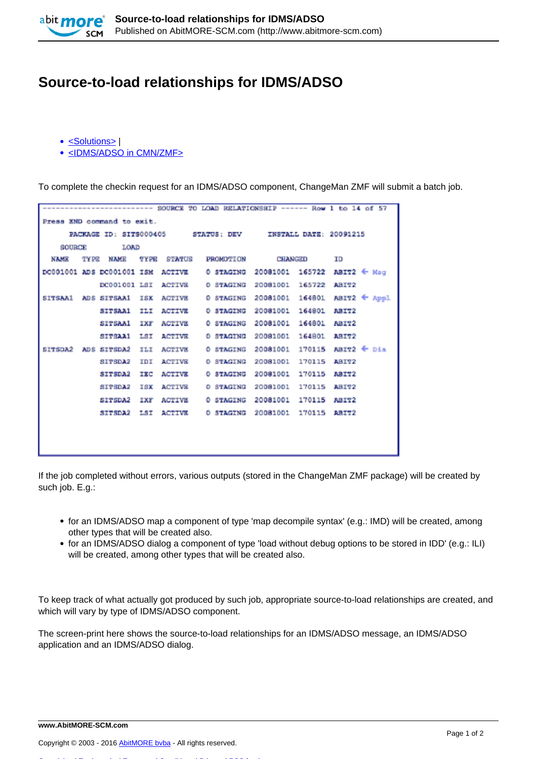# Source-to-load relationships for IDMS/ADSO

- <Solutions> |
- <IDMS/ADSO in CMN/ZMF>

To complete the checkin request for an IDMS/ADSO component, ChangeMan ZMF will submit a batch job.

```
------------------------- SOURCE TO LOAD RELATIONSHIP ------ Row 1 to 14 of 57
Press END command to exit.
      PACKAGE ID: SITS000405      STATUS: DEV      INSTALL DATE: 20091215
    SOURCE          LOAD
  NAME     TYPE  NAME     TYPE  STATUS    PROMOTION     CHANGED          ID
DC001001 ADS DC001001 ISM  ACTIVE    0 STAGING  20081001  165722  ABIT2 <- Msg
             DC001001 LSI  ACTIVE    0 STAGING  20081001  165722  ABIT2
SITSAA1  ADS SITSAA1  ISX  ACTIVE    0 STAGING  20081001  164801  ABIT2 <- Appl
             SITSAA1  ILI  ACTIVE    0 STAGING  20081001  164801  ABIT2
             SITSAA1  IXF  ACTIVE    0 STAGING  20081001  164801  ABIT2
             SITSAA1  LSI  ACTIVE    0 STAGING  20081001  164801  ABIT2
SITSDA2  ADS SITSDA2  ILI  ACTIVE    0 STAGING  20081001  170115  ABIT2 <- Dia
             SITSDA2  IDI  ACTIVE    0 STAGING  20081001  170115  ABIT2
             SITSDA2  IEC  ACTIVE    0 STAGING  20081001  170115  ABIT2
             SITSDA2  ISX  ACTIVE    0 STAGING  20081001  170115  ABIT2
             SITSDA2  IXF  ACTIVE    0 STAGING  20081001  170115  ABIT2
             SITSDA2  LSI  ACTIVE    0 STAGING  20081001  170115  ABIT2
```

If the job completed without errors, various outputs (stored in the ChangeMan ZMF package) will be created by such job. E.g.:

- for an IDMS/ADSO map a component of type 'map decompile syntax' (e.g.: IMD) will be created, among other types that will be created also.
- for an IDMS/ADSO dialog a component of type 'load without debug options to be stored in IDD' (e.g.: ILI) will be created, among other types that will be created also.

To keep track of what actually got produced by such job, appropriate source-to-load relationships are created, and which will vary by type of IDMS/ADSO component.

The screen-print here shows the source-to-load relationships for an IDMS/ADSO message, an IDMS/ADSO application and an IDMS/ADSO dialog.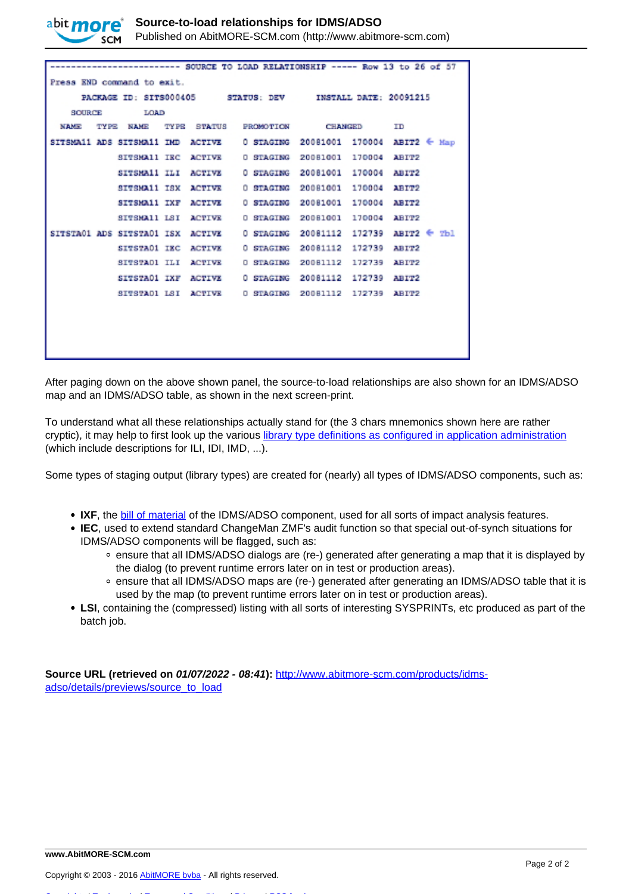```
------------------------ SOURCE TO LOAD RELATIONSHIP ----- Row 13 to 26 of 57
Press END command to exit.
      PACKAGE ID: SITS000405      STATUS: DEV      INSTALL DATE: 20091215
    SOURCE          LOAD
  NAME    TYPE  NAME     TYPE  STATUS     PROMOTION       CHANGED         ID
SITSMA11 ADS SITSMA11 IMD  ACTIVE    0 STAGING  20081001  170004  ABIT2  <- Map
             SITSMA11 IEC  ACTIVE    0 STAGING  20081001  170004  ABIT2
             SITSMA11 ILI  ACTIVE    0 STAGING  20081001  170004  ABIT2
             SITSMA11 ISX  ACTIVE    0 STAGING  20081001  170004  ABIT2
             SITSMA11 IXF  ACTIVE    0 STAGING  20081001  170004  ABIT2
             SITSMA11 LSI  ACTIVE    0 STAGING  20081001  170004  ABIT2
SITSTA01 ADS SITSTA01 ISX  ACTIVE    0 STAGING  20081112  172739  ABIT2  <- Tbl
             SITSTA01 IEC  ACTIVE    0 STAGING  20081112  172739  ABIT2
             SITSTA01 ILI  ACTIVE    0 STAGING  20081112  172739  ABIT2
             SITSTA01 IXF  ACTIVE    0 STAGING  20081112  172739  ABIT2
             SITSTA01 LSI  ACTIVE    0 STAGING  20081112  172739  ABIT2
```

After paging down on the above shown panel, the source-to-load relationships are also shown for an IDMS/ADSO map and an IDMS/ADSO table, as shown in the next screen-print.

To understand what all these relationships actually stand for (the 3 chars mnemonics shown here are rather cryptic), it may help to first look up the various library type definitions as configured in application administration (which include descriptions for ILI, IDI, IMD, ...).

Some types of staging output (library types) are created for (nearly) all types of IDMS/ADSO components, such as:

- **IXF**, the bill of material of the IDMS/ADSO component, used for all sorts of impact analysis features.
- **IEC**, used to extend standard ChangeMan ZMF's audit function so that special out-of-synch situations for IDMS/ADSO components will be flagged, such as:
  - ensure that all IDMS/ADSO dialogs are (re-) generated after generating a map that it is displayed by the dialog (to prevent runtime errors later on in test or production areas).
  - ensure that all IDMS/ADSO maps are (re-) generated after generating an IDMS/ADSO table that it is used by the map (to prevent runtime errors later on in test or production areas).
- **LSI**, containing the (compressed) listing with all sorts of interesting SYSPRINTs, etc produced as part of the batch job.

**Source URL (retrieved on *01/07/2022 - 08:41*):** http://www.abitmore-scm.com/products/idms-adso/details/previews/source_to_load